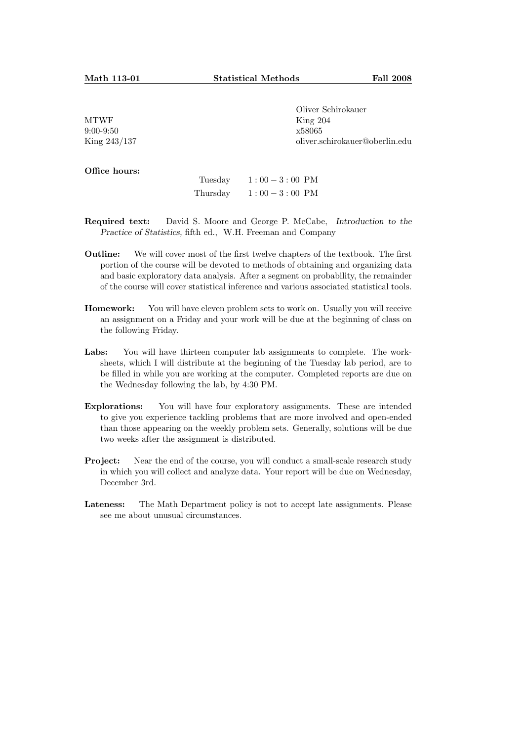**Math 113-01** | **Statistical Methods** | **Fall 2008**

MTWF
9:00-9:50
King 243/137

Oliver Schirokauer
King 204
x58065
oliver.schirokauer@oberlin.edu

**Office hours:**

| | |
|---|---|
| Tuesday | 1 : 00 − 3 : 00 PM |
| Thursday | 1 : 00 − 3 : 00 PM |

**Required text:** David S. Moore and George P. McCabe, *Introduction to the Practice of Statistics,* fifth ed., W.H. Freeman and Company

**Outline:** We will cover most of the first twelve chapters of the textbook. The first portion of the course will be devoted to methods of obtaining and organizing data and basic exploratory data analysis. After a segment on probability, the remainder of the course will cover statistical inference and various associated statistical tools.

**Homework:** You will have eleven problem sets to work on. Usually you will receive an assignment on a Friday and your work will be due at the beginning of class on the following Friday.

**Labs:** You will have thirteen computer lab assignments to complete. The worksheets, which I will distribute at the beginning of the Tuesday lab period, are to be filled in while you are working at the computer. Completed reports are due on the Wednesday following the lab, by 4:30 PM.

**Explorations:** You will have four exploratory assignments. These are intended to give you experience tackling problems that are more involved and open-ended than those appearing on the weekly problem sets. Generally, solutions will be due two weeks after the assignment is distributed.

**Project:** Near the end of the course, you will conduct a small-scale research study in which you will collect and analyze data. Your report will be due on Wednesday, December 3rd.

**Lateness:** The Math Department policy is not to accept late assignments. Please see me about unusual circumstances.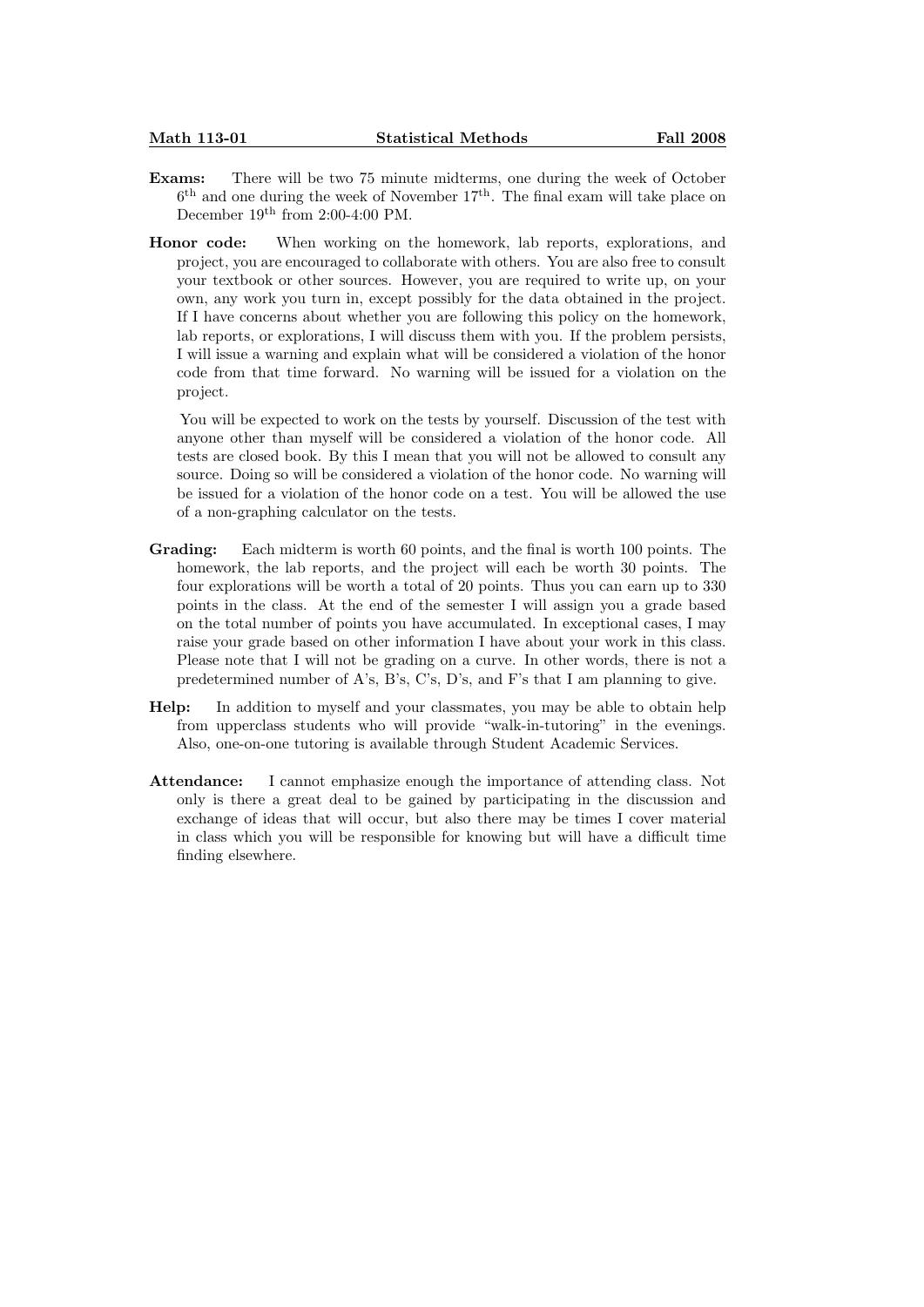**Exams:** There will be two 75 minute midterms, one during the week of October $6^{\text{th}}$ and one during the week of November $17^{\text{th}}$. The final exam will take place on December $19^{\text{th}}$ from 2:00-4:00 PM.

**Honor code:** When working on the homework, lab reports, explorations, and project, you are encouraged to collaborate with others. You are also free to consult your textbook or other sources. However, you are required to write up, on your own, any work you turn in, except possibly for the data obtained in the project. If I have concerns about whether you are following this policy on the homework, lab reports, or explorations, I will discuss them with you. If the problem persists, I will issue a warning and explain what will be considered a violation of the honor code from that time forward. No warning will be issued for a violation on the project.

You will be expected to work on the tests by yourself. Discussion of the test with anyone other than myself will be considered a violation of the honor code. All tests are closed book. By this I mean that you will not be allowed to consult any source. Doing so will be considered a violation of the honor code. No warning will be issued for a violation of the honor code on a test. You will be allowed the use of a non-graphing calculator on the tests.

**Grading:** Each midterm is worth 60 points, and the final is worth 100 points. The homework, the lab reports, and the project will each be worth 30 points. The four explorations will be worth a total of 20 points. Thus you can earn up to 330 points in the class. At the end of the semester I will assign you a grade based on the total number of points you have accumulated. In exceptional cases, I may raise your grade based on other information I have about your work in this class. Please note that I will not be grading on a curve. In other words, there is not a predetermined number of A's, B's, C's, D's, and F's that I am planning to give.

**Help:** In addition to myself and your classmates, you may be able to obtain help from upperclass students who will provide "walk-in-tutoring" in the evenings. Also, one-on-one tutoring is available through Student Academic Services.

**Attendance:** I cannot emphasize enough the importance of attending class. Not only is there a great deal to be gained by participating in the discussion and exchange of ideas that will occur, but also there may be times I cover material in class which you will be responsible for knowing but will have a difficult time finding elsewhere.